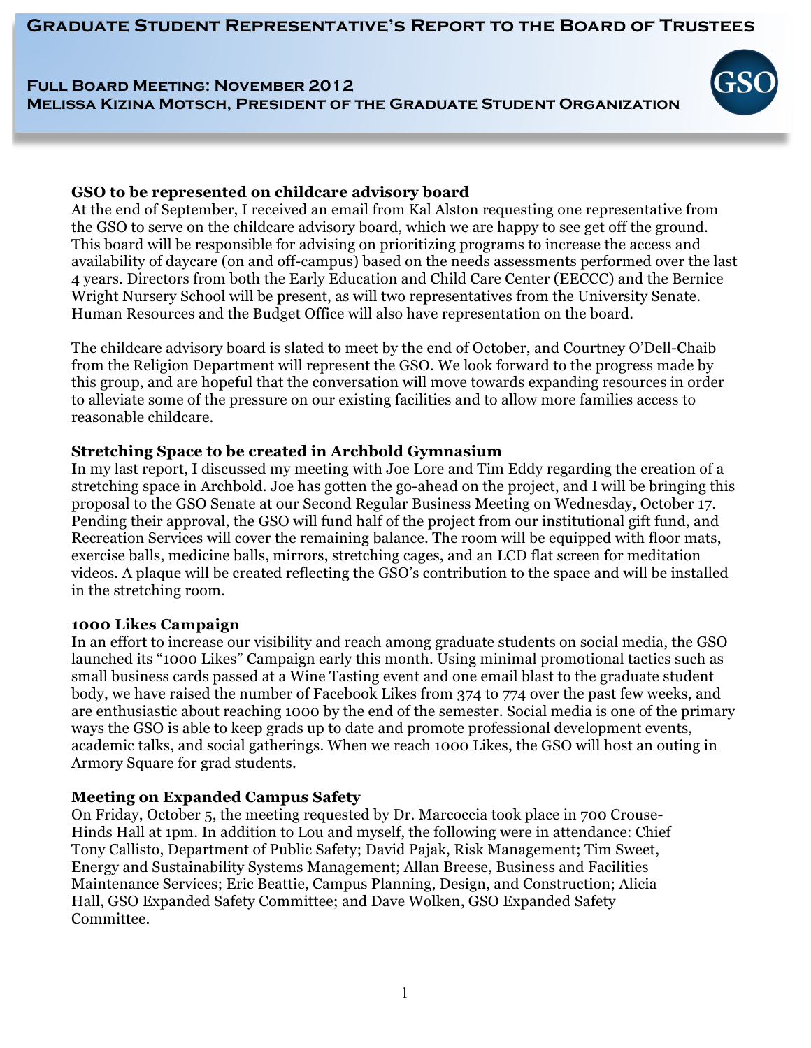# Graduate Student Representative's Report to the Board of Trustees

**Full Board Meeting: November 2012**
**Melissa Kizina Motsch, President of the Graduate Student Organization**

### GSO to be represented on childcare advisory board

At the end of September, I received an email from Kal Alston requesting one representative from the GSO to serve on the childcare advisory board, which we are happy to see get off the ground. This board will be responsible for advising on prioritizing programs to increase the access and availability of daycare (on and off-campus) based on the needs assessments performed over the last 4 years. Directors from both the Early Education and Child Care Center (EECCC) and the Bernice Wright Nursery School will be present, as will two representatives from the University Senate. Human Resources and the Budget Office will also have representation on the board.

The childcare advisory board is slated to meet by the end of October, and Courtney O'Dell-Chaib from the Religion Department will represent the GSO. We look forward to the progress made by this group, and are hopeful that the conversation will move towards expanding resources in order to alleviate some of the pressure on our existing facilities and to allow more families access to reasonable childcare.

### Stretching Space to be created in Archbold Gymnasium

In my last report, I discussed my meeting with Joe Lore and Tim Eddy regarding the creation of a stretching space in Archbold. Joe has gotten the go-ahead on the project, and I will be bringing this proposal to the GSO Senate at our Second Regular Business Meeting on Wednesday, October 17. Pending their approval, the GSO will fund half of the project from our institutional gift fund, and Recreation Services will cover the remaining balance. The room will be equipped with floor mats, exercise balls, medicine balls, mirrors, stretching cages, and an LCD flat screen for meditation videos. A plaque will be created reflecting the GSO's contribution to the space and will be installed in the stretching room.

### 1000 Likes Campaign

In an effort to increase our visibility and reach among graduate students on social media, the GSO launched its "1000 Likes" Campaign early this month. Using minimal promotional tactics such as small business cards passed at a Wine Tasting event and one email blast to the graduate student body, we have raised the number of Facebook Likes from 374 to 774 over the past few weeks, and are enthusiastic about reaching 1000 by the end of the semester. Social media is one of the primary ways the GSO is able to keep grads up to date and promote professional development events, academic talks, and social gatherings. When we reach 1000 Likes, the GSO will host an outing in Armory Square for grad students.

### Meeting on Expanded Campus Safety

On Friday, October 5, the meeting requested by Dr. Marcoccia took place in 700 Crouse-Hinds Hall at 1pm. In addition to Lou and myself, the following were in attendance: Chief Tony Callisto, Department of Public Safety; David Pajak, Risk Management; Tim Sweet, Energy and Sustainability Systems Management; Allan Breese, Business and Facilities Maintenance Services; Eric Beattie, Campus Planning, Design, and Construction; Alicia Hall, GSO Expanded Safety Committee; and Dave Wolken, GSO Expanded Safety Committee.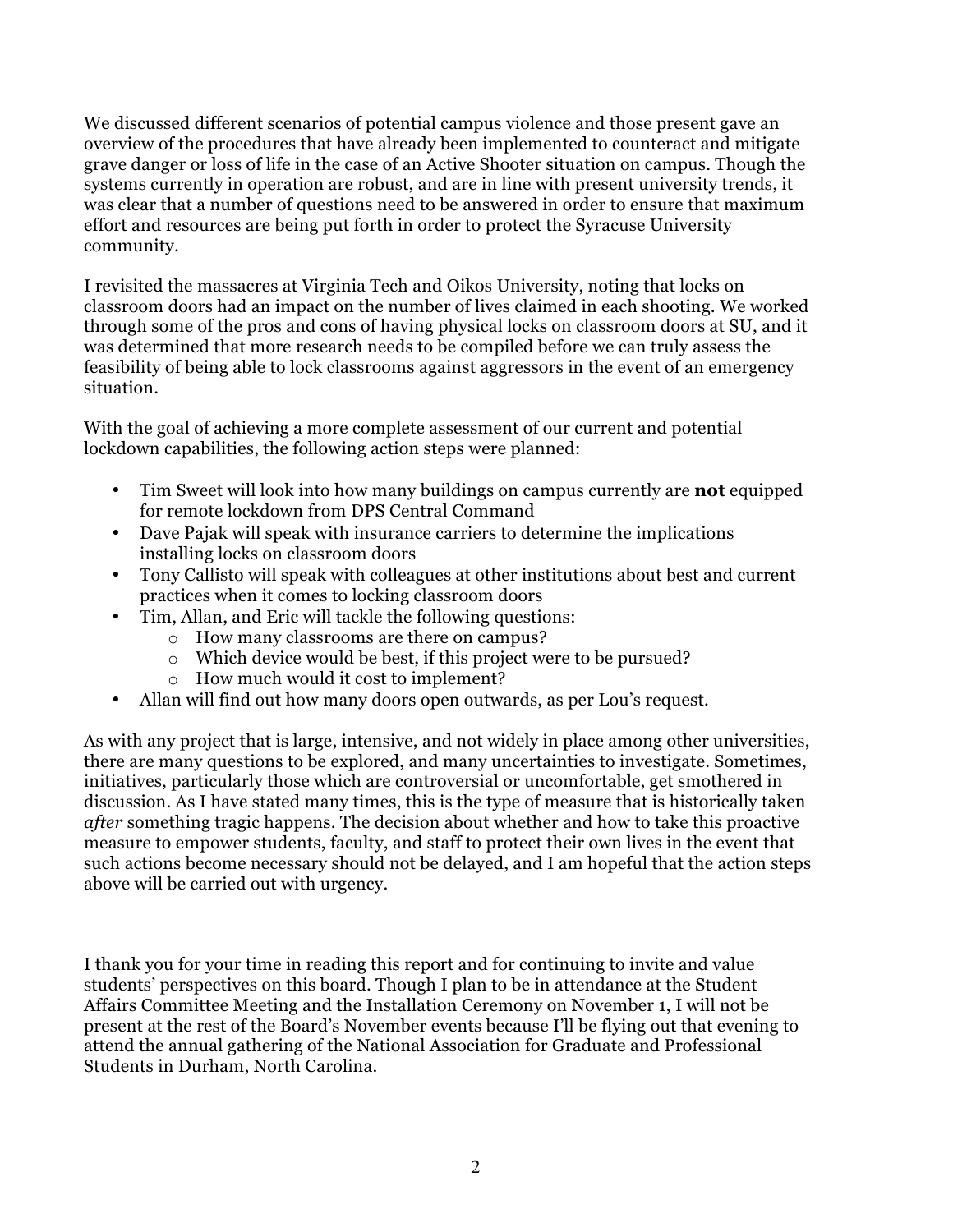We discussed different scenarios of potential campus violence and those present gave an overview of the procedures that have already been implemented to counteract and mitigate grave danger or loss of life in the case of an Active Shooter situation on campus. Though the systems currently in operation are robust, and are in line with present university trends, it was clear that a number of questions need to be answered in order to ensure that maximum effort and resources are being put forth in order to protect the Syracuse University community.

I revisited the massacres at Virginia Tech and Oikos University, noting that locks on classroom doors had an impact on the number of lives claimed in each shooting. We worked through some of the pros and cons of having physical locks on classroom doors at SU, and it was determined that more research needs to be compiled before we can truly assess the feasibility of being able to lock classrooms against aggressors in the event of an emergency situation.

With the goal of achieving a more complete assessment of our current and potential lockdown capabilities, the following action steps were planned:

- Tim Sweet will look into how many buildings on campus currently are **not** equipped for remote lockdown from DPS Central Command
- Dave Pajak will speak with insurance carriers to determine the implications installing locks on classroom doors
- Tony Callisto will speak with colleagues at other institutions about best and current practices when it comes to locking classroom doors
- Tim, Allan, and Eric will tackle the following questions:
  - How many classrooms are there on campus?
  - Which device would be best, if this project were to be pursued?
  - How much would it cost to implement?
- Allan will find out how many doors open outwards, as per Lou's request.

As with any project that is large, intensive, and not widely in place among other universities, there are many questions to be explored, and many uncertainties to investigate. Sometimes, initiatives, particularly those which are controversial or uncomfortable, get smothered in discussion. As I have stated many times, this is the type of measure that is historically taken *after* something tragic happens. The decision about whether and how to take this proactive measure to empower students, faculty, and staff to protect their own lives in the event that such actions become necessary should not be delayed, and I am hopeful that the action steps above will be carried out with urgency.

I thank you for your time in reading this report and for continuing to invite and value students' perspectives on this board. Though I plan to be in attendance at the Student Affairs Committee Meeting and the Installation Ceremony on November 1, I will not be present at the rest of the Board's November events because I'll be flying out that evening to attend the annual gathering of the National Association for Graduate and Professional Students in Durham, North Carolina.